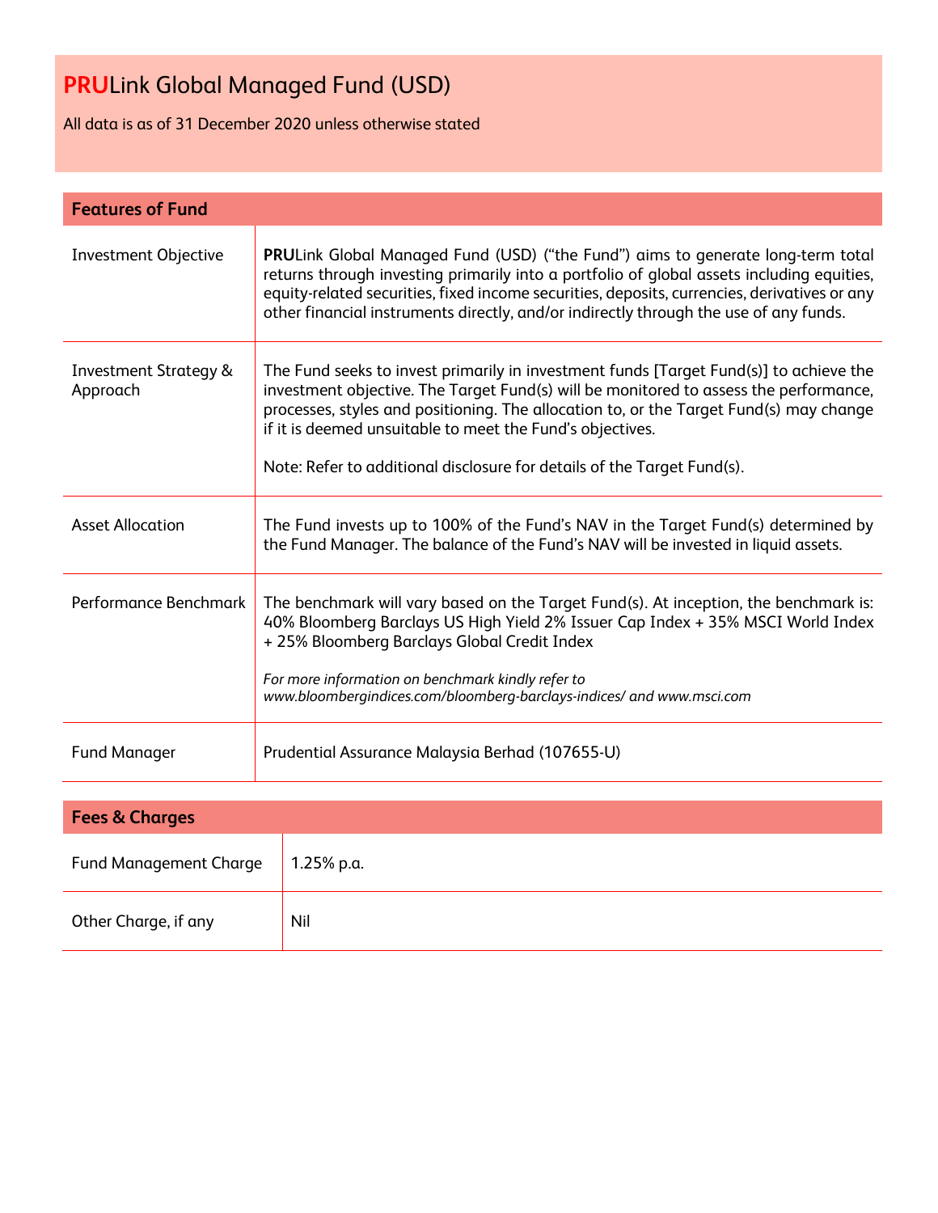# **PRU**Link Global Managed Fund (USD)

All data is as of 31 December 2020 unless otherwise stated

## Features of Fund

| | |
|---|---|
| Investment Objective | **PRU**Link Global Managed Fund (USD) ("the Fund") aims to generate long-term total returns through investing primarily into a portfolio of global assets including equities, equity-related securities, fixed income securities, deposits, currencies, derivatives or any other financial instruments directly, and/or indirectly through the use of any funds. |
| Investment Strategy & Approach | The Fund seeks to invest primarily in investment funds [Target Fund(s)] to achieve the investment objective. The Target Fund(s) will be monitored to assess the performance, processes, styles and positioning. The allocation to, or the Target Fund(s) may change if it is deemed unsuitable to meet the Fund's objectives.<br><br>Note: Refer to additional disclosure for details of the Target Fund(s). |
| Asset Allocation | The Fund invests up to 100% of the Fund's NAV in the Target Fund(s) determined by the Fund Manager. The balance of the Fund's NAV will be invested in liquid assets. |
| Performance Benchmark | The benchmark will vary based on the Target Fund(s). At inception, the benchmark is: 40% Bloomberg Barclays US High Yield 2% Issuer Cap Index + 35% MSCI World Index + 25% Bloomberg Barclays Global Credit Index<br><br>*For more information on benchmark kindly refer to www.bloombergindices.com/bloomberg-barclays-indices/ and www.msci.com* |
| Fund Manager | Prudential Assurance Malaysia Berhad (107655-U) |

## Fees & Charges

| | |
|---|---|
| Fund Management Charge | 1.25% p.a. |
| Other Charge, if any | Nil |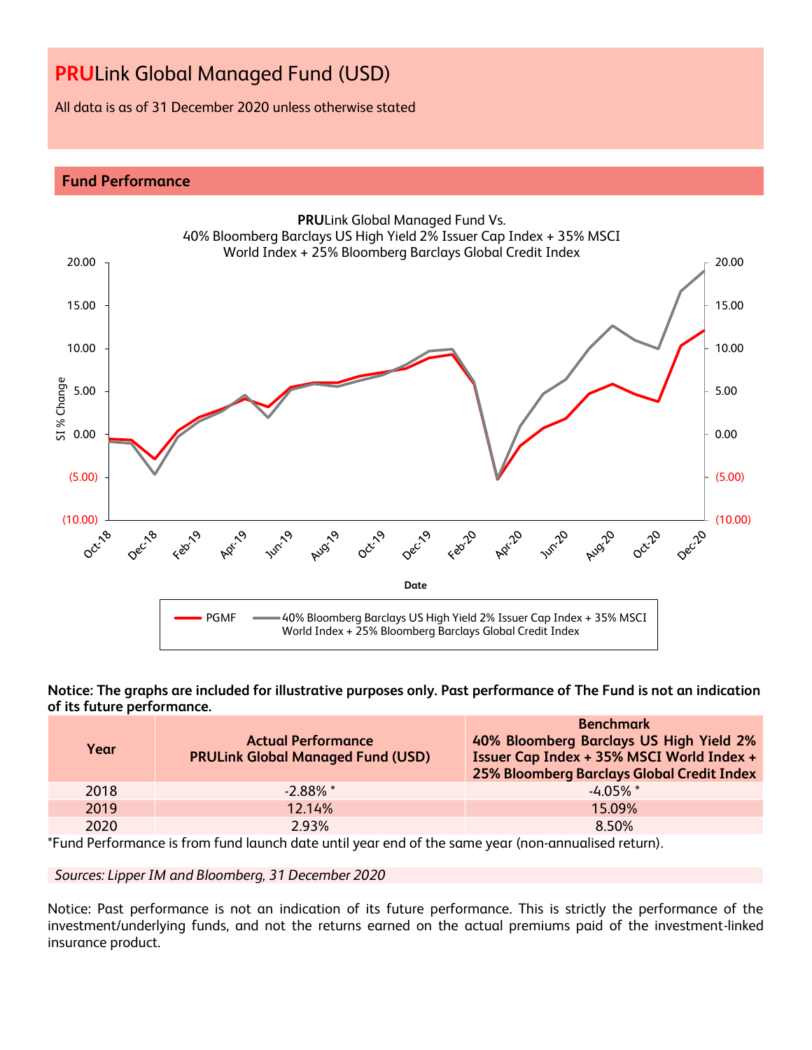# **PRU**Link Global Managed Fund (USD)

All data is as of 31 December 2020 unless otherwise stated

## Fund Performance

**PRU**Link Global Managed Fund Vs. 40% Bloomberg Barclays US High Yield 2% Issuer Cap Index + 35% MSCI World Index + 25% Bloomberg Barclays Global Credit Index

**Notice: The graphs are included for illustrative purposes only. Past performance of The Fund is not an indication of its future performance.**

| Year | Actual Performance PRULink Global Managed Fund (USD) | Benchmark 40% Bloomberg Barclays US High Yield 2% Issuer Cap Index + 35% MSCI World Index + 25% Bloomberg Barclays Global Credit Index |
|---|---|---|
| 2018 | -2.88% * | -4.05% * |
| 2019 | 12.14% | 15.09% |
| 2020 | 2.93% | 8.50% |

*Fund Performance is from fund launch date until year end of the same year (non-annualised return).

*Sources: Lipper IM and Bloomberg, 31 December 2020*

Notice: Past performance is not an indication of its future performance. This is strictly the performance of the investment/underlying funds, and not the returns earned on the actual premiums paid of the investment-linked insurance product.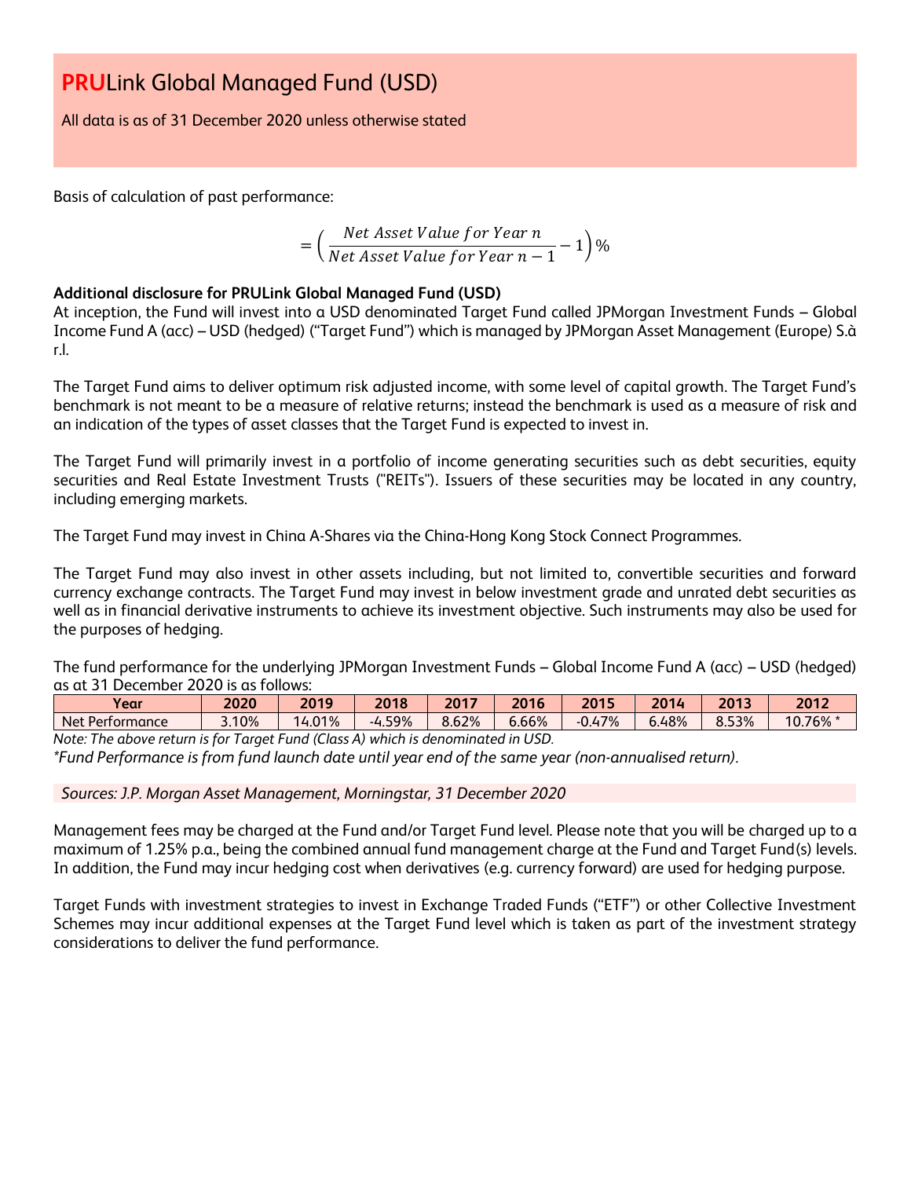# PRULink Global Managed Fund (USD)

All data is as of 31 December 2020 unless otherwise stated

Basis of calculation of past performance:

$$= \left( \frac{Net\ Asset\ Value\ for\ Year\ n}{Net\ Asset\ Value\ for\ Year\ n-1} - 1 \right)\%$$

**Additional disclosure for PRULink Global Managed Fund (USD)**

At inception, the Fund will invest into a USD denominated Target Fund called JPMorgan Investment Funds – Global Income Fund A (acc) – USD (hedged) ("Target Fund") which is managed by JPMorgan Asset Management (Europe) S.à r.l.

The Target Fund aims to deliver optimum risk adjusted income, with some level of capital growth. The Target Fund's benchmark is not meant to be a measure of relative returns; instead the benchmark is used as a measure of risk and an indication of the types of asset classes that the Target Fund is expected to invest in.

The Target Fund will primarily invest in a portfolio of income generating securities such as debt securities, equity securities and Real Estate Investment Trusts ("REITs"). Issuers of these securities may be located in any country, including emerging markets.

The Target Fund may invest in China A-Shares via the China-Hong Kong Stock Connect Programmes.

The Target Fund may also invest in other assets including, but not limited to, convertible securities and forward currency exchange contracts. The Target Fund may invest in below investment grade and unrated debt securities as well as in financial derivative instruments to achieve its investment objective. Such instruments may also be used for the purposes of hedging.

The fund performance for the underlying JPMorgan Investment Funds – Global Income Fund A (acc) – USD (hedged) as at 31 December 2020 is as follows:

| Year | 2020 | 2019 | 2018 | 2017 | 2016 | 2015 | 2014 | 2013 | 2012 |
|---|---|---|---|---|---|---|---|---|---|
| Net Performance | 3.10% | 14.01% | -4.59% | 8.62% | 6.66% | -0.47% | 6.48% | 8.53% | 10.76% * |

*Note: The above return is for Target Fund (Class A) which is denominated in USD.*

*\*Fund Performance is from fund launch date until year end of the same year (non-annualised return).*

*Sources: J.P. Morgan Asset Management, Morningstar, 31 December 2020*

Management fees may be charged at the Fund and/or Target Fund level. Please note that you will be charged up to a maximum of 1.25% p.a., being the combined annual fund management charge at the Fund and Target Fund(s) levels. In addition, the Fund may incur hedging cost when derivatives (e.g. currency forward) are used for hedging purpose.

Target Funds with investment strategies to invest in Exchange Traded Funds ("ETF") or other Collective Investment Schemes may incur additional expenses at the Target Fund level which is taken as part of the investment strategy considerations to deliver the fund performance.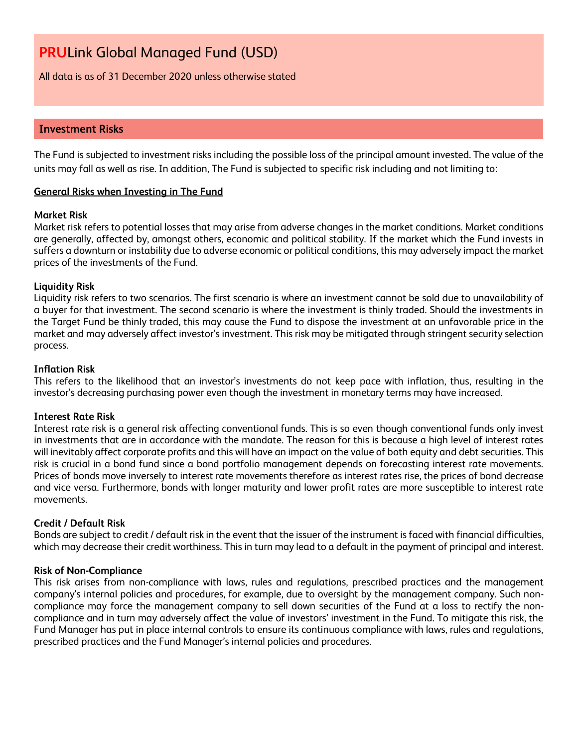# **PRU**Link Global Managed Fund (USD)

All data is as of 31 December 2020 unless otherwise stated

## Investment Risks

The Fund is subjected to investment risks including the possible loss of the principal amount invested. The value of the units may fall as well as rise. In addition, The Fund is subjected to specific risk including and not limiting to:

**General Risks when Investing in The Fund**

**Market Risk**
Market risk refers to potential losses that may arise from adverse changes in the market conditions. Market conditions are generally, affected by, amongst others, economic and political stability. If the market which the Fund invests in suffers a downturn or instability due to adverse economic or political conditions, this may adversely impact the market prices of the investments of the Fund.

**Liquidity Risk**
Liquidity risk refers to two scenarios. The first scenario is where an investment cannot be sold due to unavailability of a buyer for that investment. The second scenario is where the investment is thinly traded. Should the investments in the Target Fund be thinly traded, this may cause the Fund to dispose the investment at an unfavorable price in the market and may adversely affect investor's investment. This risk may be mitigated through stringent security selection process.

**Inflation Risk**
This refers to the likelihood that an investor's investments do not keep pace with inflation, thus, resulting in the investor's decreasing purchasing power even though the investment in monetary terms may have increased.

**Interest Rate Risk**
Interest rate risk is a general risk affecting conventional funds. This is so even though conventional funds only invest in investments that are in accordance with the mandate. The reason for this is because a high level of interest rates will inevitably affect corporate profits and this will have an impact on the value of both equity and debt securities. This risk is crucial in a bond fund since a bond portfolio management depends on forecasting interest rate movements. Prices of bonds move inversely to interest rate movements therefore as interest rates rise, the prices of bond decrease and vice versa. Furthermore, bonds with longer maturity and lower profit rates are more susceptible to interest rate movements.

**Credit / Default Risk**
Bonds are subject to credit / default risk in the event that the issuer of the instrument is faced with financial difficulties, which may decrease their credit worthiness. This in turn may lead to a default in the payment of principal and interest.

**Risk of Non-Compliance**
This risk arises from non-compliance with laws, rules and regulations, prescribed practices and the management company's internal policies and procedures, for example, due to oversight by the management company. Such non-compliance may force the management company to sell down securities of the Fund at a loss to rectify the non-compliance and in turn may adversely affect the value of investors' investment in the Fund. To mitigate this risk, the Fund Manager has put in place internal controls to ensure its continuous compliance with laws, rules and regulations, prescribed practices and the Fund Manager's internal policies and procedures.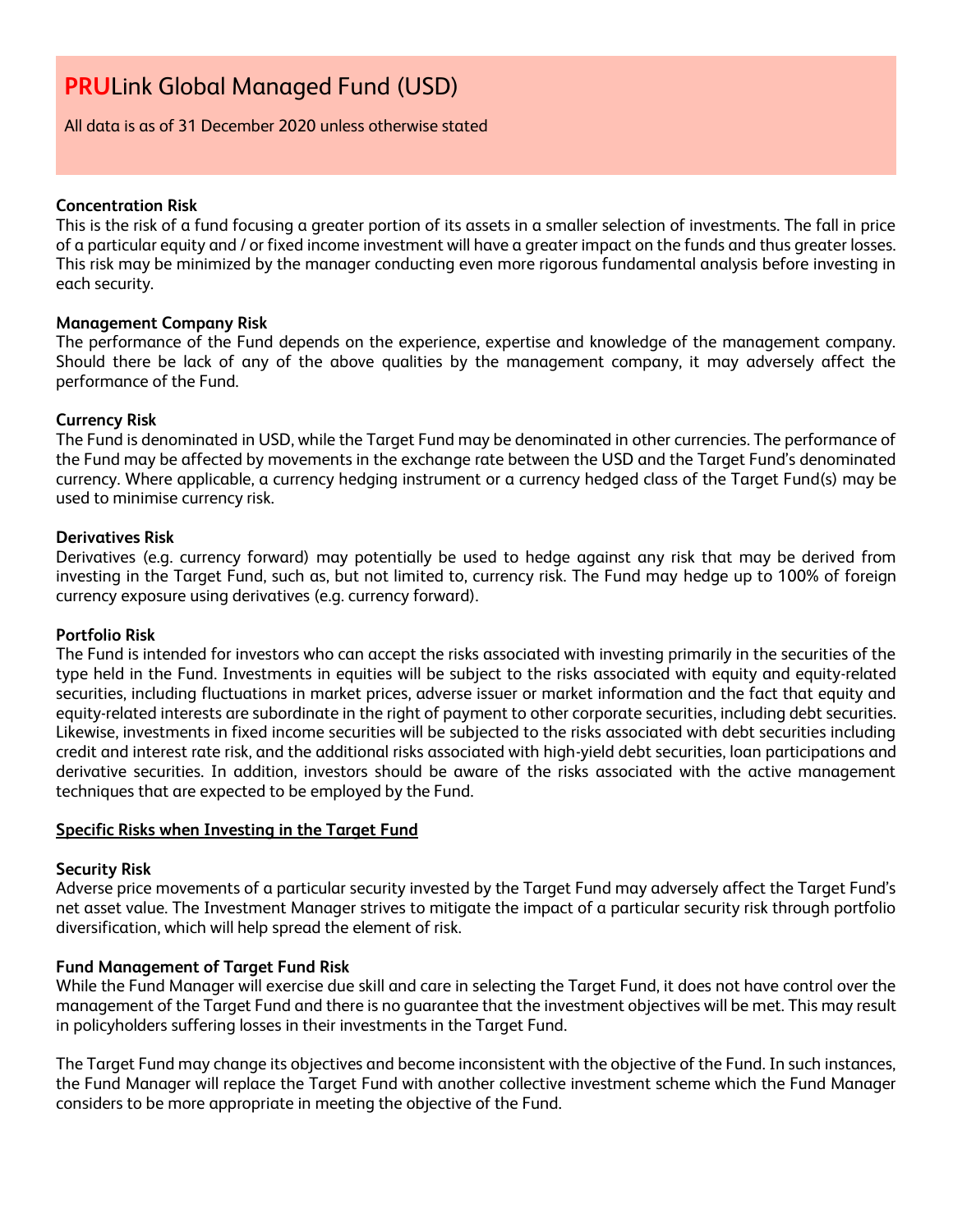# **PRU**Link Global Managed Fund (USD)

All data is as of 31 December 2020 unless otherwise stated

**Concentration Risk**
This is the risk of a fund focusing a greater portion of its assets in a smaller selection of investments. The fall in price of a particular equity and / or fixed income investment will have a greater impact on the funds and thus greater losses. This risk may be minimized by the manager conducting even more rigorous fundamental analysis before investing in each security.

**Management Company Risk**
The performance of the Fund depends on the experience, expertise and knowledge of the management company. Should there be lack of any of the above qualities by the management company, it may adversely affect the performance of the Fund.

**Currency Risk**
The Fund is denominated in USD, while the Target Fund may be denominated in other currencies. The performance of the Fund may be affected by movements in the exchange rate between the USD and the Target Fund's denominated currency. Where applicable, a currency hedging instrument or a currency hedged class of the Target Fund(s) may be used to minimise currency risk.

**Derivatives Risk**
Derivatives (e.g. currency forward) may potentially be used to hedge against any risk that may be derived from investing in the Target Fund, such as, but not limited to, currency risk. The Fund may hedge up to 100% of foreign currency exposure using derivatives (e.g. currency forward).

**Portfolio Risk**
The Fund is intended for investors who can accept the risks associated with investing primarily in the securities of the type held in the Fund. Investments in equities will be subject to the risks associated with equity and equity-related securities, including fluctuations in market prices, adverse issuer or market information and the fact that equity and equity-related interests are subordinate in the right of payment to other corporate securities, including debt securities. Likewise, investments in fixed income securities will be subjected to the risks associated with debt securities including credit and interest rate risk, and the additional risks associated with high-yield debt securities, loan participations and derivative securities. In addition, investors should be aware of the risks associated with the active management techniques that are expected to be employed by the Fund.

**Specific Risks when Investing in the Target Fund**

**Security Risk**
Adverse price movements of a particular security invested by the Target Fund may adversely affect the Target Fund's net asset value. The Investment Manager strives to mitigate the impact of a particular security risk through portfolio diversification, which will help spread the element of risk.

**Fund Management of Target Fund Risk**
While the Fund Manager will exercise due skill and care in selecting the Target Fund, it does not have control over the management of the Target Fund and there is no guarantee that the investment objectives will be met. This may result in policyholders suffering losses in their investments in the Target Fund.

The Target Fund may change its objectives and become inconsistent with the objective of the Fund. In such instances, the Fund Manager will replace the Target Fund with another collective investment scheme which the Fund Manager considers to be more appropriate in meeting the objective of the Fund.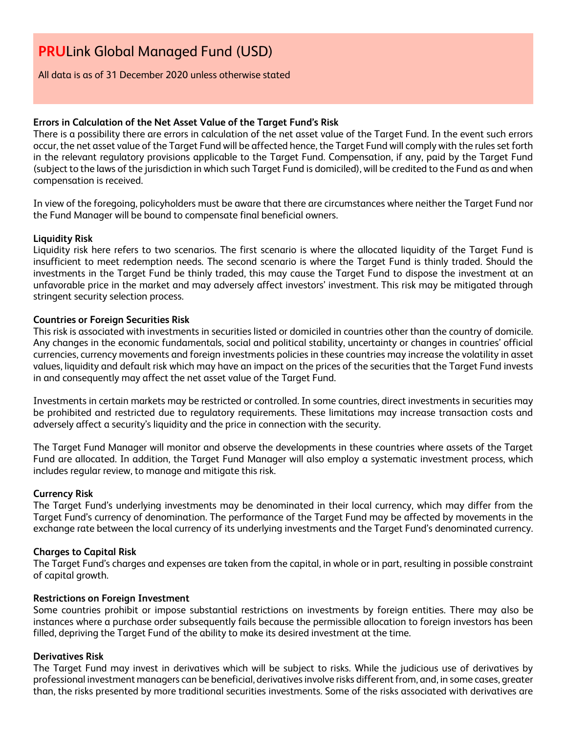# PRULink Global Managed Fund (USD)

All data is as of 31 December 2020 unless otherwise stated

**Errors in Calculation of the Net Asset Value of the Target Fund's Risk**

There is a possibility there are errors in calculation of the net asset value of the Target Fund. In the event such errors occur, the net asset value of the Target Fund will be affected hence, the Target Fund will comply with the rules set forth in the relevant regulatory provisions applicable to the Target Fund. Compensation, if any, paid by the Target Fund (subject to the laws of the jurisdiction in which such Target Fund is domiciled), will be credited to the Fund as and when compensation is received.

In view of the foregoing, policyholders must be aware that there are circumstances where neither the Target Fund nor the Fund Manager will be bound to compensate final beneficial owners.

**Liquidity Risk**

Liquidity risk here refers to two scenarios. The first scenario is where the allocated liquidity of the Target Fund is insufficient to meet redemption needs. The second scenario is where the Target Fund is thinly traded. Should the investments in the Target Fund be thinly traded, this may cause the Target Fund to dispose the investment at an unfavorable price in the market and may adversely affect investors' investment. This risk may be mitigated through stringent security selection process.

**Countries or Foreign Securities Risk**

This risk is associated with investments in securities listed or domiciled in countries other than the country of domicile. Any changes in the economic fundamentals, social and political stability, uncertainty or changes in countries' official currencies, currency movements and foreign investments policies in these countries may increase the volatility in asset values, liquidity and default risk which may have an impact on the prices of the securities that the Target Fund invests in and consequently may affect the net asset value of the Target Fund.

Investments in certain markets may be restricted or controlled. In some countries, direct investments in securities may be prohibited and restricted due to regulatory requirements. These limitations may increase transaction costs and adversely affect a security's liquidity and the price in connection with the security.

The Target Fund Manager will monitor and observe the developments in these countries where assets of the Target Fund are allocated. In addition, the Target Fund Manager will also employ a systematic investment process, which includes regular review, to manage and mitigate this risk.

**Currency Risk**

The Target Fund's underlying investments may be denominated in their local currency, which may differ from the Target Fund's currency of denomination. The performance of the Target Fund may be affected by movements in the exchange rate between the local currency of its underlying investments and the Target Fund's denominated currency.

**Charges to Capital Risk**

The Target Fund's charges and expenses are taken from the capital, in whole or in part, resulting in possible constraint of capital growth.

**Restrictions on Foreign Investment**

Some countries prohibit or impose substantial restrictions on investments by foreign entities. There may also be instances where a purchase order subsequently fails because the permissible allocation to foreign investors has been filled, depriving the Target Fund of the ability to make its desired investment at the time.

**Derivatives Risk**

The Target Fund may invest in derivatives which will be subject to risks. While the judicious use of derivatives by professional investment managers can be beneficial, derivatives involve risks different from, and, in some cases, greater than, the risks presented by more traditional securities investments. Some of the risks associated with derivatives are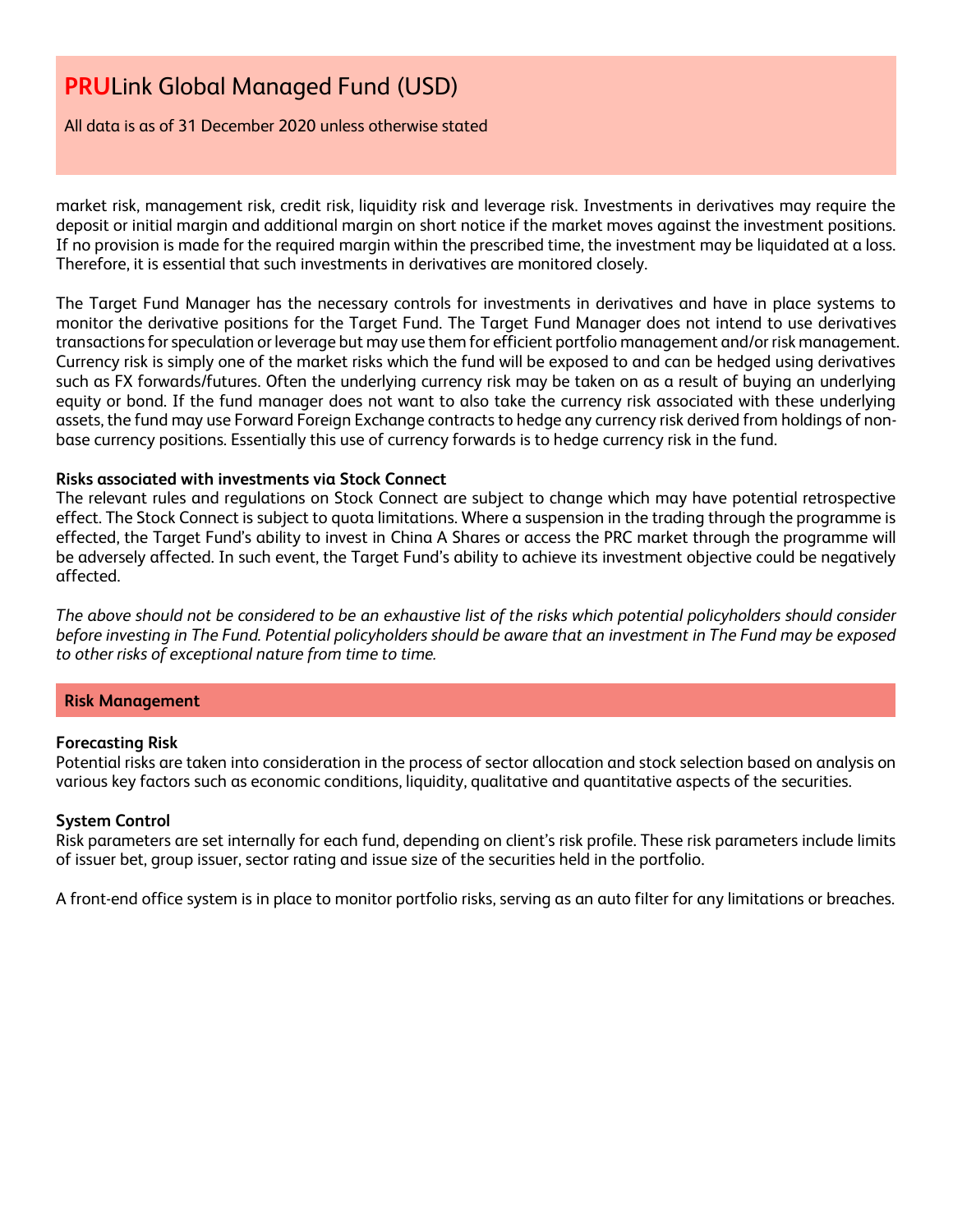market risk, management risk, credit risk, liquidity risk and leverage risk. Investments in derivatives may require the deposit or initial margin and additional margin on short notice if the market moves against the investment positions. If no provision is made for the required margin within the prescribed time, the investment may be liquidated at a loss. Therefore, it is essential that such investments in derivatives are monitored closely.

The Target Fund Manager has the necessary controls for investments in derivatives and have in place systems to monitor the derivative positions for the Target Fund. The Target Fund Manager does not intend to use derivatives transactions for speculation or leverage but may use them for efficient portfolio management and/or risk management. Currency risk is simply one of the market risks which the fund will be exposed to and can be hedged using derivatives such as FX forwards/futures. Often the underlying currency risk may be taken on as a result of buying an underlying equity or bond. If the fund manager does not want to also take the currency risk associated with these underlying assets, the fund may use Forward Foreign Exchange contracts to hedge any currency risk derived from holdings of non-base currency positions. Essentially this use of currency forwards is to hedge currency risk in the fund.

**Risks associated with investments via Stock Connect**
The relevant rules and regulations on Stock Connect are subject to change which may have potential retrospective effect. The Stock Connect is subject to quota limitations. Where a suspension in the trading through the programme is effected, the Target Fund's ability to invest in China A Shares or access the PRC market through the programme will be adversely affected. In such event, the Target Fund's ability to achieve its investment objective could be negatively affected.

*The above should not be considered to be an exhaustive list of the risks which potential policyholders should consider before investing in The Fund. Potential policyholders should be aware that an investment in The Fund may be exposed to other risks of exceptional nature from time to time.*

## Risk Management

**Forecasting Risk**
Potential risks are taken into consideration in the process of sector allocation and stock selection based on analysis on various key factors such as economic conditions, liquidity, qualitative and quantitative aspects of the securities.

**System Control**
Risk parameters are set internally for each fund, depending on client's risk profile. These risk parameters include limits of issuer bet, group issuer, sector rating and issue size of the securities held in the portfolio.

A front-end office system is in place to monitor portfolio risks, serving as an auto filter for any limitations or breaches.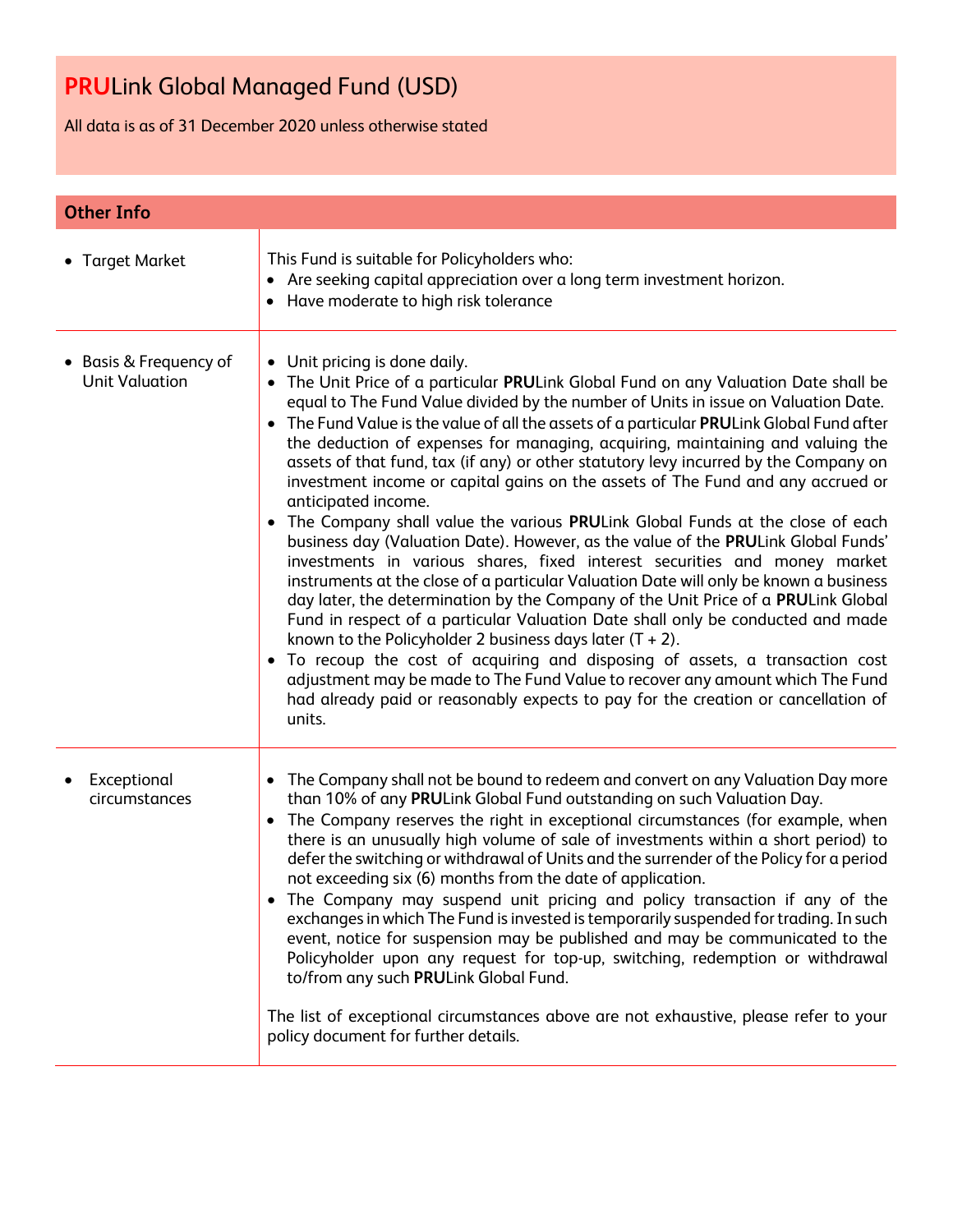# **PRU**Link Global Managed Fund (USD)

All data is as of 31 December 2020 unless otherwise stated

## Other Info

| | |
|---|---|
| • Target Market | This Fund is suitable for Policyholders who:<br>• Are seeking capital appreciation over a long term investment horizon.<br>• Have moderate to high risk tolerance |
| • Basis & Frequency of Unit Valuation | • Unit pricing is done daily.<br>• The Unit Price of a particular **PRU**Link Global Fund on any Valuation Date shall be equal to The Fund Value divided by the number of Units in issue on Valuation Date.<br>• The Fund Value is the value of all the assets of a particular **PRU**Link Global Fund after the deduction of expenses for managing, acquiring, maintaining and valuing the assets of that fund, tax (if any) or other statutory levy incurred by the Company on investment income or capital gains on the assets of The Fund and any accrued or anticipated income.<br>• The Company shall value the various **PRU**Link Global Funds at the close of each business day (Valuation Date). However, as the value of the **PRU**Link Global Funds' investments in various shares, fixed interest securities and money market instruments at the close of a particular Valuation Date will only be known a business day later, the determination by the Company of the Unit Price of a **PRU**Link Global Fund in respect of a particular Valuation Date shall only be conducted and made known to the Policyholder 2 business days later (T + 2).<br>• To recoup the cost of acquiring and disposing of assets, a transaction cost adjustment may be made to The Fund Value to recover any amount which The Fund had already paid or reasonably expects to pay for the creation or cancellation of units. |
| • Exceptional circumstances | • The Company shall not be bound to redeem and convert on any Valuation Day more than 10% of any **PRU**Link Global Fund outstanding on such Valuation Day.<br>• The Company reserves the right in exceptional circumstances (for example, when there is an unusually high volume of sale of investments within a short period) to defer the switching or withdrawal of Units and the surrender of the Policy for a period not exceeding six (6) months from the date of application.<br>• The Company may suspend unit pricing and policy transaction if any of the exchanges in which The Fund is invested is temporarily suspended for trading. In such event, notice for suspension may be published and may be communicated to the Policyholder upon any request for top-up, switching, redemption or withdrawal to/from any such **PRU**Link Global Fund.<br><br>The list of exceptional circumstances above are not exhaustive, please refer to your policy document for further details. |